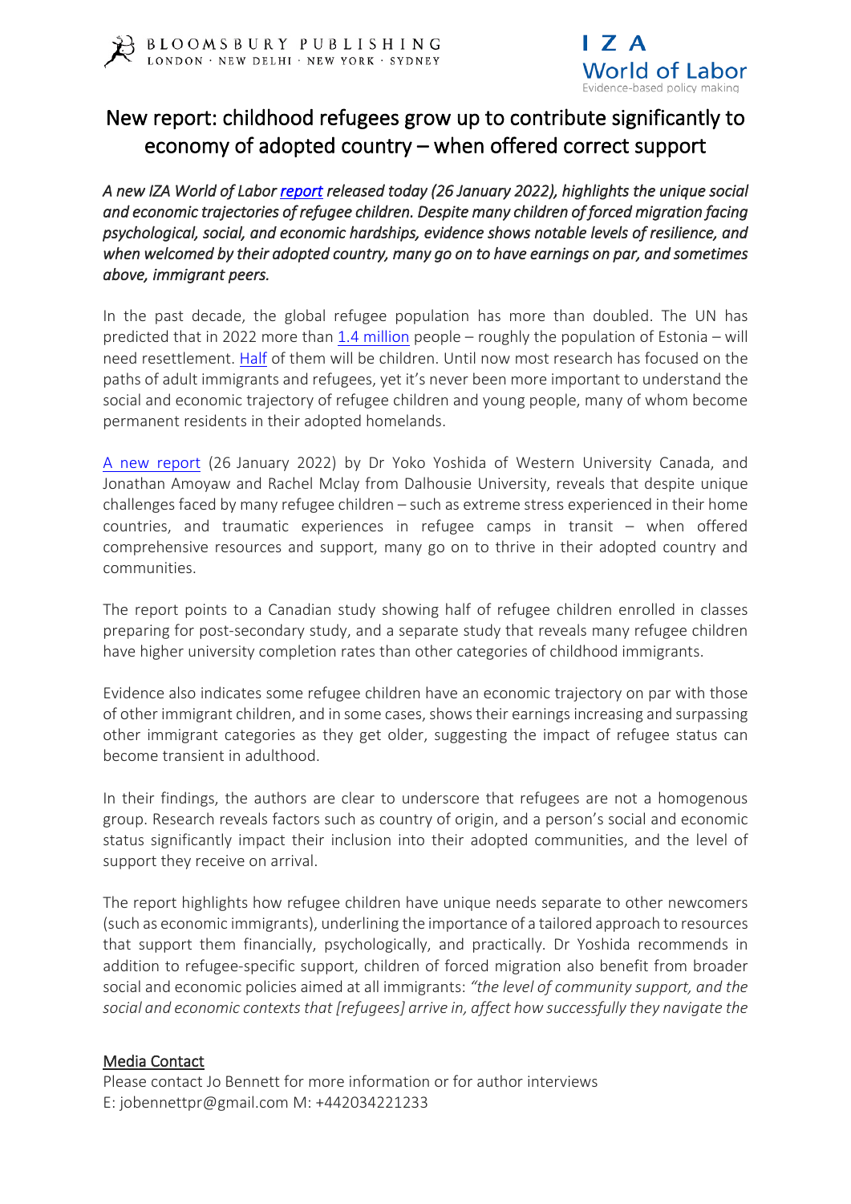# New report: childhood refugees grow up to contribute significantly to economy of adopted country – when offered correct support

*A new IZA World of Labor report released today (26 January 2022), highlights the unique social and economic trajectories of refugee children. Despite many children of forced migration facing psychological, social, and economic hardships, evidence shows notable levels of resilience, and when welcomed by their adopted country, many go on to have earnings on par, and sometimes above, immigrant peers.*

In the past decade, the global refugee population has more than doubled. The UN has predicted that in 2022 more than 1.4 million people – roughly the population of Estonia – will need resettlement. Half of them will be children. Until now most research has focused on the paths of adult immigrants and refugees, yet it's never been more important to understand the social and economic trajectory of refugee children and young people, many of whom become permanent residents in their adopted homelands.

A new report (26 January 2022) by Dr Yoko Yoshida of Western University Canada, and Jonathan Amoyaw and Rachel Mclay from Dalhousie University, reveals that despite unique challenges faced by many refugee children – such as extreme stress experienced in their home countries, and traumatic experiences in refugee camps in transit – when offered comprehensive resources and support, many go on to thrive in their adopted country and communities.

The report points to a Canadian study showing half of refugee children enrolled in classes preparing for post-secondary study, and a separate study that reveals many refugee children have higher university completion rates than other categories of childhood immigrants.

Evidence also indicates some refugee children have an economic trajectory on par with those of other immigrant children, and in some cases, shows their earnings increasing and surpassing other immigrant categories as they get older, suggesting the impact of refugee status can become transient in adulthood.

In their findings, the authors are clear to underscore that refugees are not a homogenous group. Research reveals factors such as country of origin, and a person's social and economic status significantly impact their inclusion into their adopted communities, and the level of support they receive on arrival.

The report highlights how refugee children have unique needs separate to other newcomers (such as economic immigrants), underlining the importance of a tailored approach to resources that support them financially, psychologically, and practically. Dr Yoshida recommends in addition to refugee-specific support, children of forced migration also benefit from broader social and economic policies aimed at all immigrants: *"the level of community support, and the social and economic contexts that [refugees] arrive in, affect how successfully they navigate the*

**Media Contact**

Please contact Jo Bennett for more information or for author interviews
E: jobennettpr@gmail.com M: +442034221233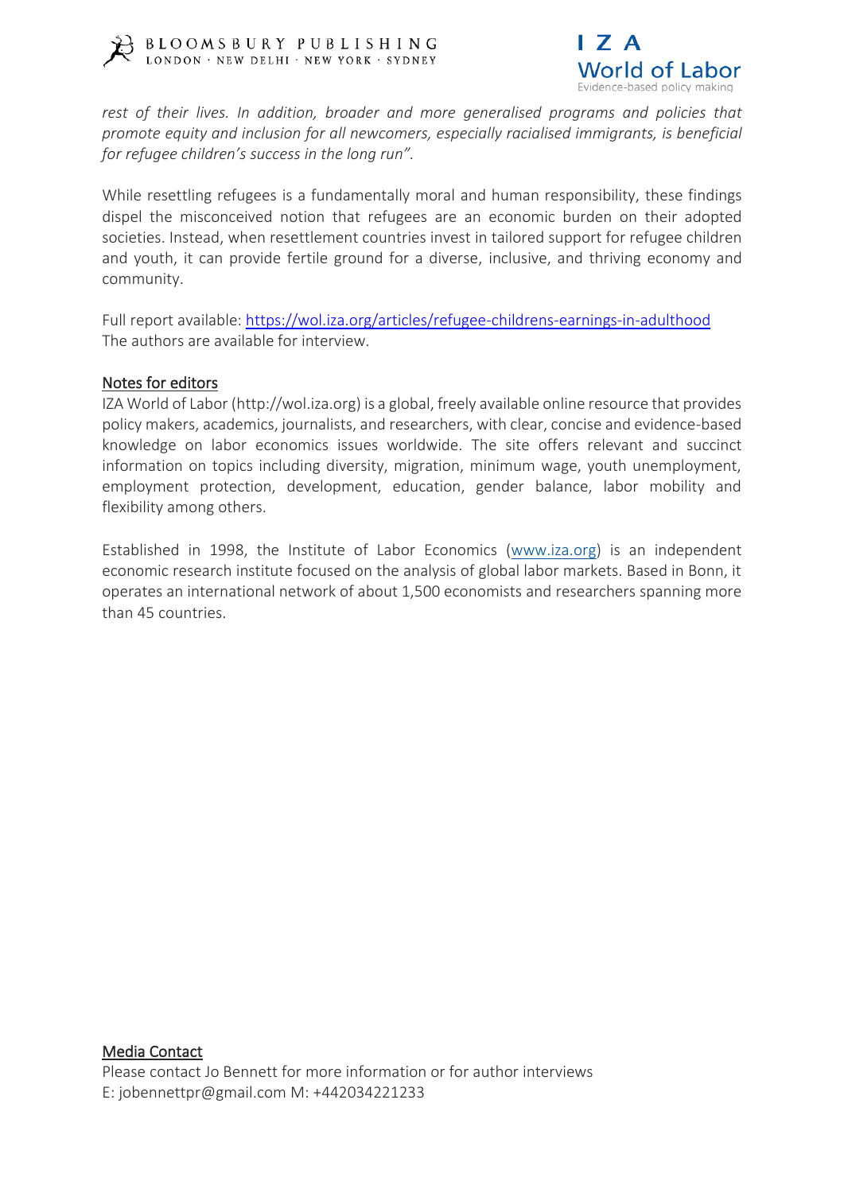*rest of their lives. In addition, broader and more generalised programs and policies that promote equity and inclusion for all newcomers, especially racialised immigrants, is beneficial for refugee children's success in the long run".*

While resettling refugees is a fundamentally moral and human responsibility, these findings dispel the misconceived notion that refugees are an economic burden on their adopted societies. Instead, when resettlement countries invest in tailored support for refugee children and youth, it can provide fertile ground for a diverse, inclusive, and thriving economy and community.

Full report available: [https://wol.iza.org/articles/refugee-childrens-earnings-in-adulthood](https://wol.iza.org/articles/refugee-childrens-earnings-in-adulthood)
The authors are available for interview.

## Notes for editors

IZA World of Labor (http://wol.iza.org) is a global, freely available online resource that provides policy makers, academics, journalists, and researchers, with clear, concise and evidence-based knowledge on labor economics issues worldwide. The site offers relevant and succinct information on topics including diversity, migration, minimum wage, youth unemployment, employment protection, development, education, gender balance, labor mobility and flexibility among others.

Established in 1998, the Institute of Labor Economics ([www.iza.org](http://www.iza.org)) is an independent economic research institute focused on the analysis of global labor markets. Based in Bonn, it operates an international network of about 1,500 economists and researchers spanning more than 45 countries.

## Media Contact

Please contact Jo Bennett for more information or for author interviews
E: jobennettpr@gmail.com M: +442034221233